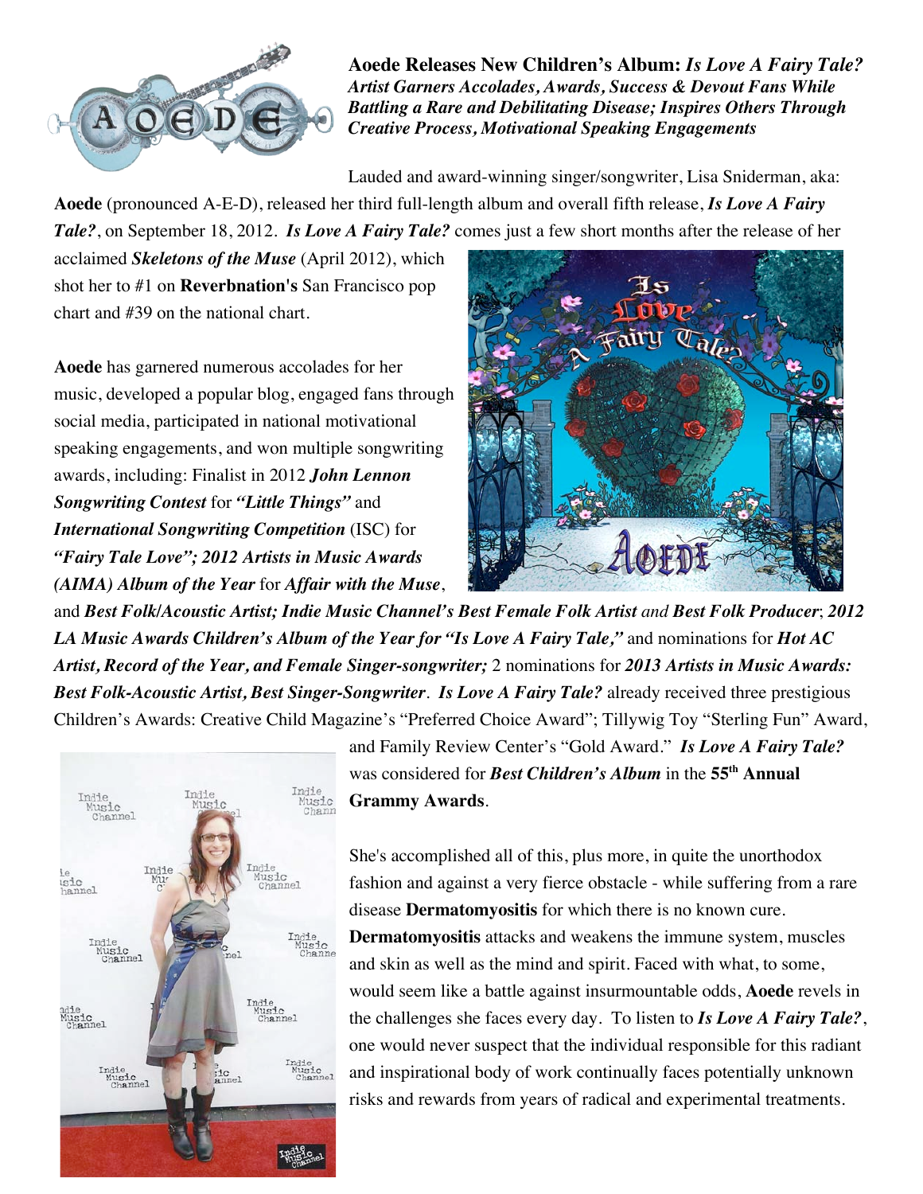**Aoede Releases New Children's Album:** ***Is Love A Fairy Tale?***
***Artist Garners Accolades, Awards, Success & Devout Fans While Battling a Rare and Debilitating Disease; Inspires Others Through Creative Process, Motivational Speaking Engagements***

Lauded and award-winning singer/songwriter, Lisa Sniderman, aka: **Aoede** (pronounced A-E-D), released her third full-length album and overall fifth release, ***Is Love A Fairy Tale?***, on September 18, 2012. ***Is Love A Fairy Tale?*** comes just a few short months after the release of her acclaimed ***Skeletons of the Muse*** (April 2012), which shot her to #1 on **Reverbnation's** San Francisco pop chart and #39 on the national chart.

**Aoede** has garnered numerous accolades for her music, developed a popular blog, engaged fans through social media, participated in national motivational speaking engagements, and won multiple songwriting awards, including: Finalist in 2012 ***John Lennon Songwriting Contest*** for ***"Little Things"*** and ***International Songwriting Competition*** (ISC) for ***"Fairy Tale Love"; 2012 Artists in Music Awards (AIMA) Album of the Year*** for ***Affair with the Muse***, and ***Best Folk/Acoustic Artist; Indie Music Channel's Best Female Folk Artist*** *and* ***Best Folk Producer***; ***2012 LA Music Awards Children's Album of the Year for "Is Love A Fairy Tale,"*** and nominations for ***Hot AC Artist, Record of the Year, and Female Singer-songwriter;*** 2 nominations for ***2013 Artists in Music Awards: Best Folk-Acoustic Artist, Best Singer-Songwriter***. ***Is Love A Fairy Tale?*** already received three prestigious Children's Awards: Creative Child Magazine's "Preferred Choice Award"; Tillywig Toy "Sterling Fun" Award, and Family Review Center's "Gold Award." ***Is Love A Fairy Tale?*** was considered for ***Best Children's Album*** in the **55th Annual Grammy Awards**.

She's accomplished all of this, plus more, in quite the unorthodox fashion and against a very fierce obstacle - while suffering from a rare disease **Dermatomyositis** for which there is no known cure. **Dermatomyositis** attacks and weakens the immune system, muscles and skin as well as the mind and spirit. Faced with what, to some, would seem like a battle against insurmountable odds, **Aoede** revels in the challenges she faces every day. To listen to ***Is Love A Fairy Tale?***, one would never suspect that the individual responsible for this radiant and inspirational body of work continually faces potentially unknown risks and rewards from years of radical and experimental treatments.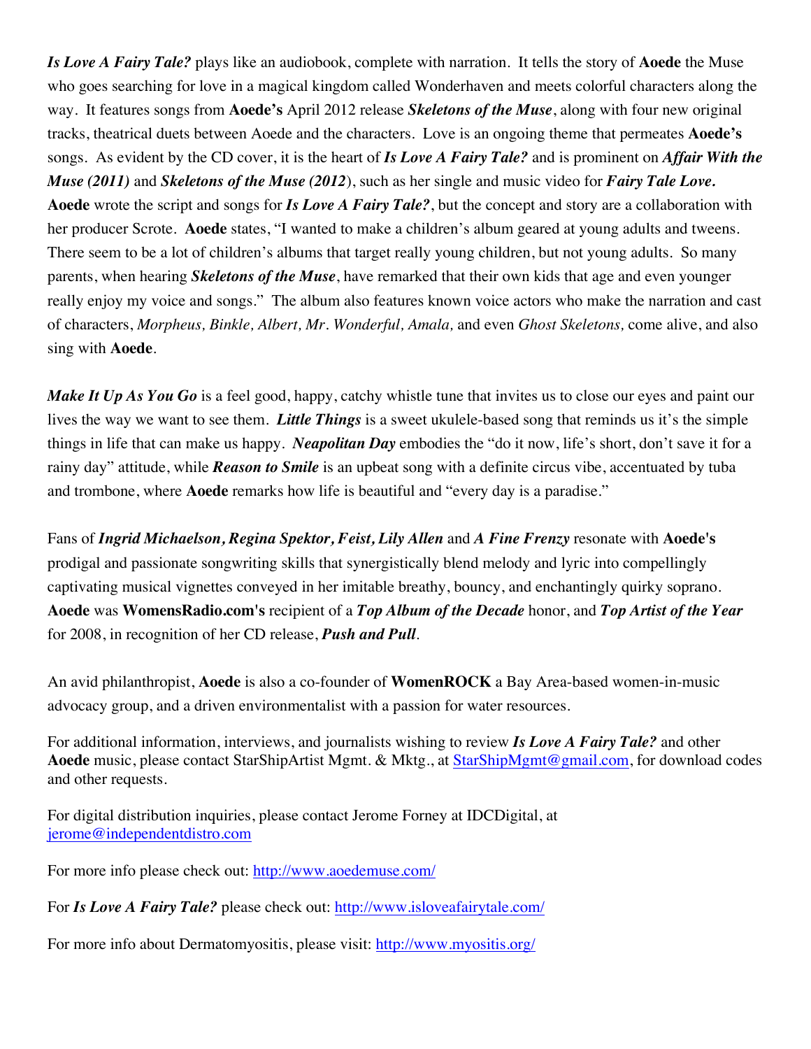***Is Love A Fairy Tale?*** plays like an audiobook, complete with narration. It tells the story of **Aoede** the Muse who goes searching for love in a magical kingdom called Wonderhaven and meets colorful characters along the way. It features songs from **Aoede's** April 2012 release ***Skeletons of the Muse***, along with four new original tracks, theatrical duets between Aoede and the characters. Love is an ongoing theme that permeates **Aoede's** songs. As evident by the CD cover, it is the heart of ***Is Love A Fairy Tale?*** and is prominent on ***Affair With the Muse (2011)*** and ***Skeletons of the Muse (2012***), such as her single and music video for ***Fairy Tale Love.*** **Aoede** wrote the script and songs for ***Is Love A Fairy Tale?***, but the concept and story are a collaboration with her producer Scrote. **Aoede** states, "I wanted to make a children's album geared at young adults and tweens. There seem to be a lot of children's albums that target really young children, but not young adults. So many parents, when hearing ***Skeletons of the Muse***, have remarked that their own kids that age and even younger really enjoy my voice and songs." The album also features known voice actors who make the narration and cast of characters, *Morpheus, Binkle, Albert, Mr. Wonderful, Amala,* and even *Ghost Skeletons,* come alive, and also sing with **Aoede**.

***Make It Up As You Go*** is a feel good, happy, catchy whistle tune that invites us to close our eyes and paint our lives the way we want to see them. ***Little Things*** is a sweet ukulele-based song that reminds us it's the simple things in life that can make us happy. ***Neapolitan Day*** embodies the "do it now, life's short, don't save it for a rainy day" attitude, while ***Reason to Smile*** is an upbeat song with a definite circus vibe, accentuated by tuba and trombone, where **Aoede** remarks how life is beautiful and "every day is a paradise."

Fans of ***Ingrid Michaelson, Regina Spektor, Feist, Lily Allen*** and ***A Fine Frenzy*** resonate with **Aoede's** prodigal and passionate songwriting skills that synergistically blend melody and lyric into compellingly captivating musical vignettes conveyed in her imitable breathy, bouncy, and enchantingly quirky soprano. **Aoede** was **WomensRadio.com's** recipient of a ***Top Album of the Decade*** honor, and ***Top Artist of the Year*** for 2008, in recognition of her CD release, ***Push and Pull***.

An avid philanthropist, **Aoede** is also a co-founder of **WomenROCK** a Bay Area-based women-in-music advocacy group, and a driven environmentalist with a passion for water resources.

For additional information, interviews, and journalists wishing to review ***Is Love A Fairy Tale?*** and other **Aoede** music, please contact StarShipArtist Mgmt. & Mktg., at StarShipMgmt@gmail.com, for download codes and other requests.

For digital distribution inquiries, please contact Jerome Forney at IDCDigital, at jerome@independentdistro.com

For more info please check out: http://www.aoedemuse.com/

For ***Is Love A Fairy Tale?*** please check out: http://www.isloveafairytale.com/

For more info about Dermatomyositis, please visit: http://www.myositis.org/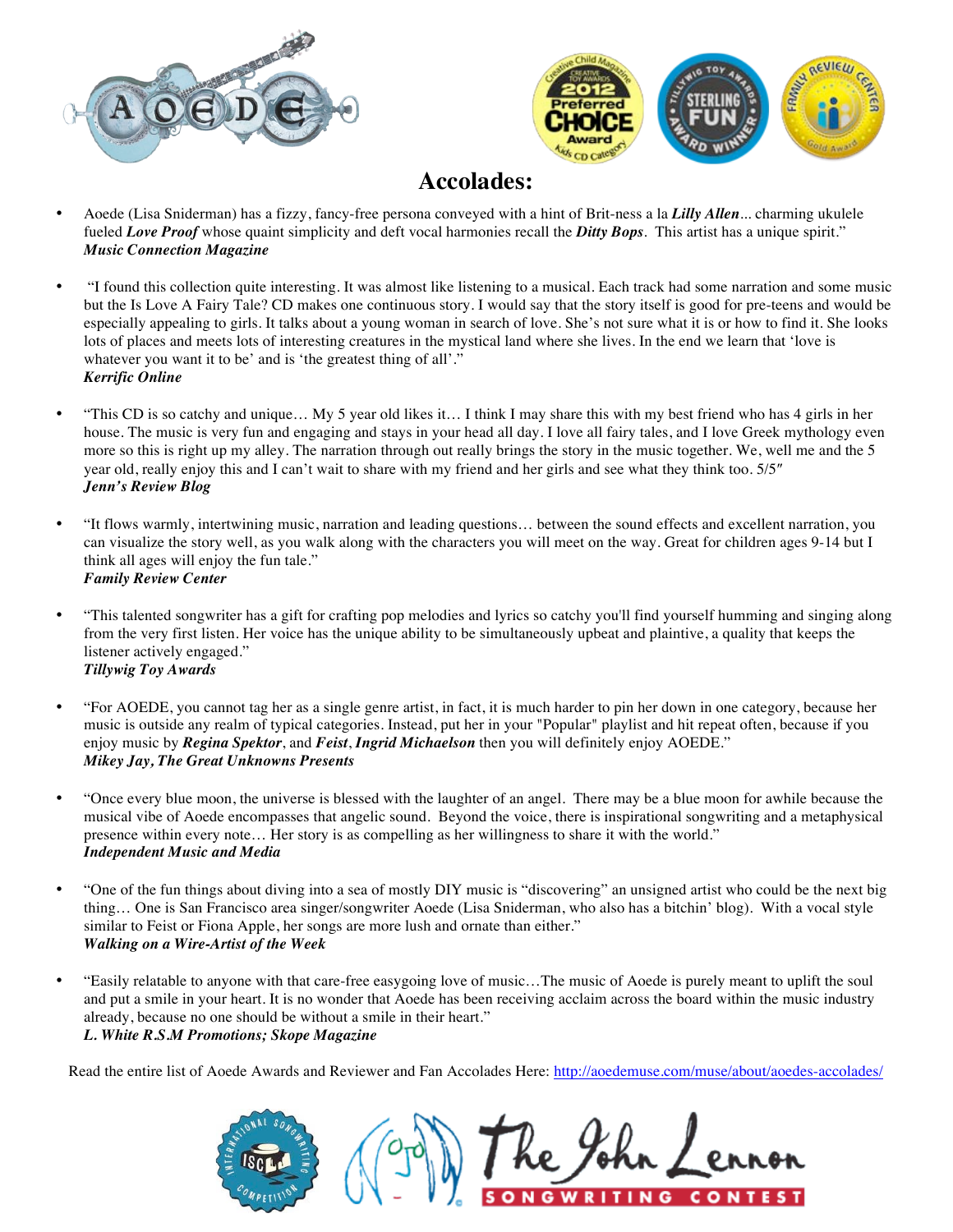# Accolades:

- Aoede (Lisa Sniderman) has a fizzy, fancy-free persona conveyed with a hint of Brit-ness a la ***Lilly Allen***... charming ukulele fueled ***Love Proof*** whose quaint simplicity and deft vocal harmonies recall the ***Ditty Bops***. This artist has a unique spirit."
  ***Music Connection Magazine***

- "I found this collection quite interesting. It was almost like listening to a musical. Each track had some narration and some music but the Is Love A Fairy Tale? CD makes one continuous story. I would say that the story itself is good for pre-teens and would be especially appealing to girls. It talks about a young woman in search of love. She's not sure what it is or how to find it. She looks lots of places and meets lots of interesting creatures in the mystical land where she lives. In the end we learn that 'love is whatever you want it to be' and is 'the greatest thing of all'."
  ***Kerrific Online***

- "This CD is so catchy and unique… My 5 year old likes it… I think I may share this with my best friend who has 4 girls in her house. The music is very fun and engaging and stays in your head all day. I love all fairy tales, and I love Greek mythology even more so this is right up my alley. The narration through out really brings the story in the music together. We, well me and the 5 year old, really enjoy this and I can't wait to share with my friend and her girls and see what they think too. 5/5″
  ***Jenn's Review Blog***

- "It flows warmly, intertwining music, narration and leading questions… between the sound effects and excellent narration, you can visualize the story well, as you walk along with the characters you will meet on the way. Great for children ages 9-14 but I think all ages will enjoy the fun tale."
  ***Family Review Center***

- "This talented songwriter has a gift for crafting pop melodies and lyrics so catchy you'll find yourself humming and singing along from the very first listen. Her voice has the unique ability to be simultaneously upbeat and plaintive, a quality that keeps the listener actively engaged."
  ***Tillywig Toy Awards***

- "For AOEDE, you cannot tag her as a single genre artist, in fact, it is much harder to pin her down in one category, because her music is outside any realm of typical categories. Instead, put her in your "Popular" playlist and hit repeat often, because if you enjoy music by ***Regina Spektor***, and ***Feist***, ***Ingrid Michaelson*** then you will definitely enjoy AOEDE."
  ***Mikey Jay, The Great Unknowns Presents***

- "Once every blue moon, the universe is blessed with the laughter of an angel. There may be a blue moon for awhile because the musical vibe of Aoede encompasses that angelic sound. Beyond the voice, there is inspirational songwriting and a metaphysical presence within every note… Her story is as compelling as her willingness to share it with the world."
  ***Independent Music and Media***

- "One of the fun things about diving into a sea of mostly DIY music is "discovering" an unsigned artist who could be the next big thing… One is San Francisco area singer/songwriter Aoede (Lisa Sniderman, who also has a bitchin' blog). With a vocal style similar to Feist or Fiona Apple, her songs are more lush and ornate than either."
  ***Walking on a Wire-Artist of the Week***

- "Easily relatable to anyone with that care-free easygoing love of music…The music of Aoede is purely meant to uplift the soul and put a smile in your heart. It is no wonder that Aoede has been receiving acclaim across the board within the music industry already, because no one should be without a smile in their heart."
  ***L. White R.S.M Promotions; Skope Magazine***

Read the entire list of Aoede Awards and Reviewer and Fan Accolades Here: http://aoedemuse.com/muse/about/aoedes-accolades/